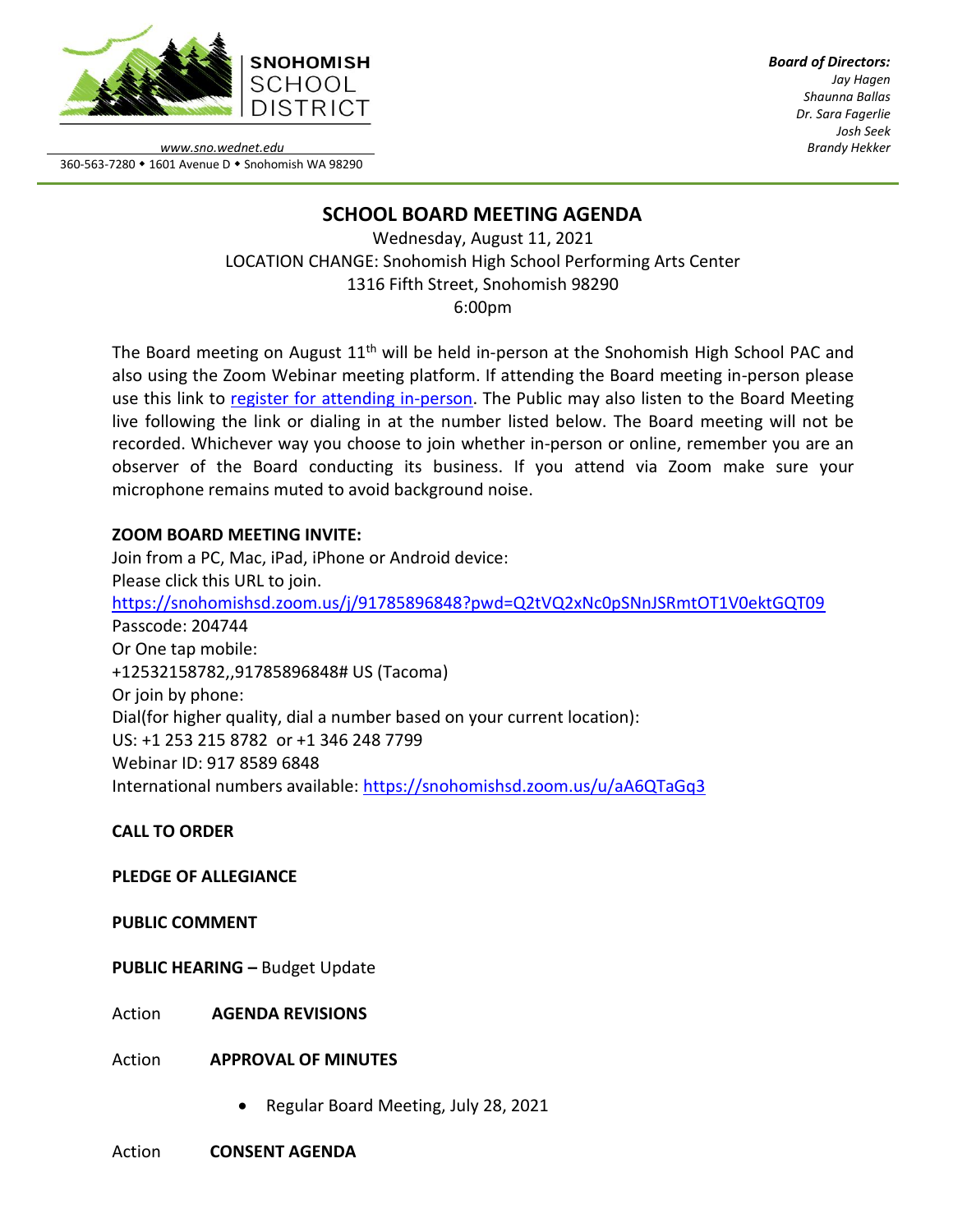**SNOHOMISH SCHOOL DISTRICT**

www.sno.wednet.edu
360-563-7280 • 1601 Avenue D • Snohomish WA 98290

***Board of Directors:***
*Jay Hagen*
*Shaunna Ballas*
*Dr. Sara Fagerlie*
*Josh Seek*
*Brandy Hekker*

# SCHOOL BOARD MEETING AGENDA

Wednesday, August 11, 2021
LOCATION CHANGE: Snohomish High School Performing Arts Center
1316 Fifth Street, Snohomish 98290
6:00pm

The Board meeting on August 11th will be held in-person at the Snohomish High School PAC and also using the Zoom Webinar meeting platform. If attending the Board meeting in-person please use this link to [register for attending in-person](). The Public may also listen to the Board Meeting live following the link or dialing in at the number listed below. The Board meeting will not be recorded. Whichever way you choose to join whether in-person or online, remember you are an observer of the Board conducting its business. If you attend via Zoom make sure your microphone remains muted to avoid background noise.

**ZOOM BOARD MEETING INVITE:**
Join from a PC, Mac, iPad, iPhone or Android device:
Please click this URL to join.
https://snohomishsd.zoom.us/j/91785896848?pwd=Q2tVQ2xNc0pSNnJSRmtOT1V0ektGQT09
Passcode: 204744
Or One tap mobile:
+12532158782,,91785896848# US (Tacoma)
Or join by phone:
Dial(for higher quality, dial a number based on your current location):
US: +1 253 215 8782 or +1 346 248 7799
Webinar ID: 917 8589 6848
International numbers available: https://snohomishsd.zoom.us/u/aA6QTaGq3

**CALL TO ORDER**

**PLEDGE OF ALLEGIANCE**

**PUBLIC COMMENT**

**PUBLIC HEARING –** Budget Update

Action **AGENDA REVISIONS**

Action **APPROVAL OF MINUTES**

- Regular Board Meeting, July 28, 2021

Action **CONSENT AGENDA**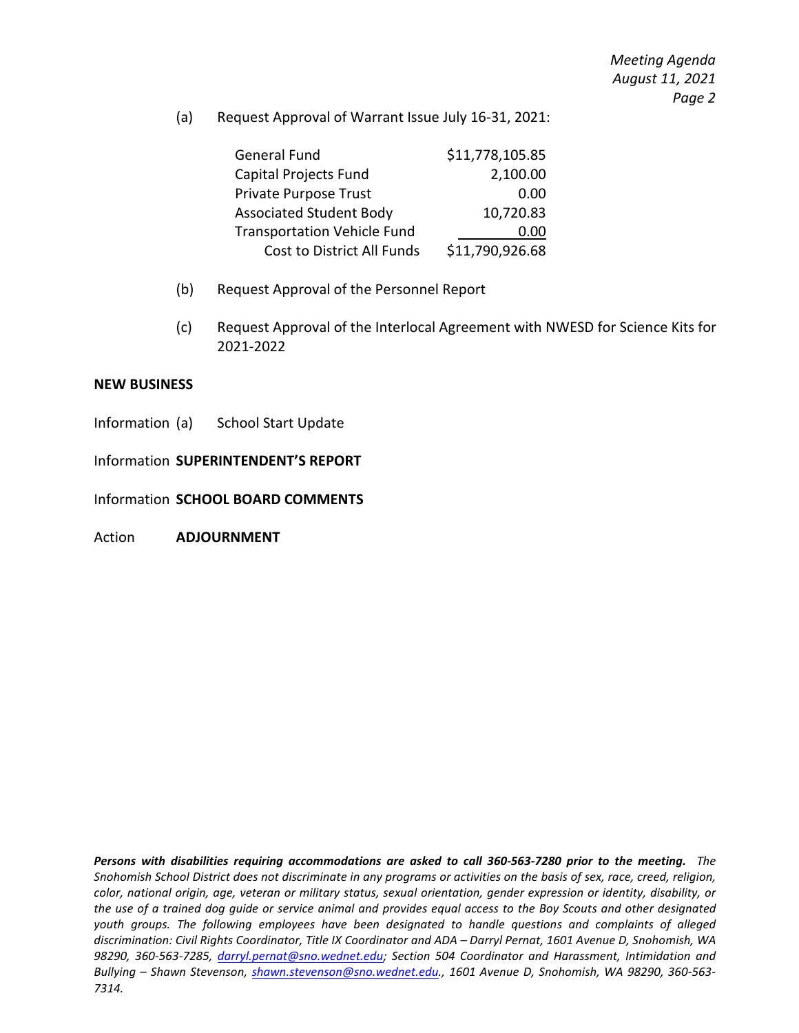(a) Request Approval of Warrant Issue July 16-31, 2021:

| | |
|---|---|
| General Fund | $11,778,105.85 |
| Capital Projects Fund | 2,100.00 |
| Private Purpose Trust | 0.00 |
| Associated Student Body | 10,720.83 |
| Transportation Vehicle Fund | 0.00 |
| Cost to District All Funds | $11,790,926.68 |

(b) Request Approval of the Personnel Report

(c) Request Approval of the Interlocal Agreement with NWESD for Science Kits for 2021-2022

**NEW BUSINESS**

Information (a) School Start Update

Information **SUPERINTENDENT'S REPORT**

Information **SCHOOL BOARD COMMENTS**

Action **ADJOURNMENT**

***Persons with disabilities requiring accommodations are asked to call 360-563-7280 prior to the meeting.*** *The Snohomish School District does not discriminate in any programs or activities on the basis of sex, race, creed, religion, color, national origin, age, veteran or military status, sexual orientation, gender expression or identity, disability, or the use of a trained dog guide or service animal and provides equal access to the Boy Scouts and other designated youth groups. The following employees have been designated to handle questions and complaints of alleged discrimination: Civil Rights Coordinator, Title IX Coordinator and ADA – Darryl Pernat, 1601 Avenue D, Snohomish, WA 98290, 360-563-7285, darryl.pernat@sno.wednet.edu; Section 504 Coordinator and Harassment, Intimidation and Bullying – Shawn Stevenson, shawn.stevenson@sno.wednet.edu., 1601 Avenue D, Snohomish, WA 98290, 360-563-7314.*